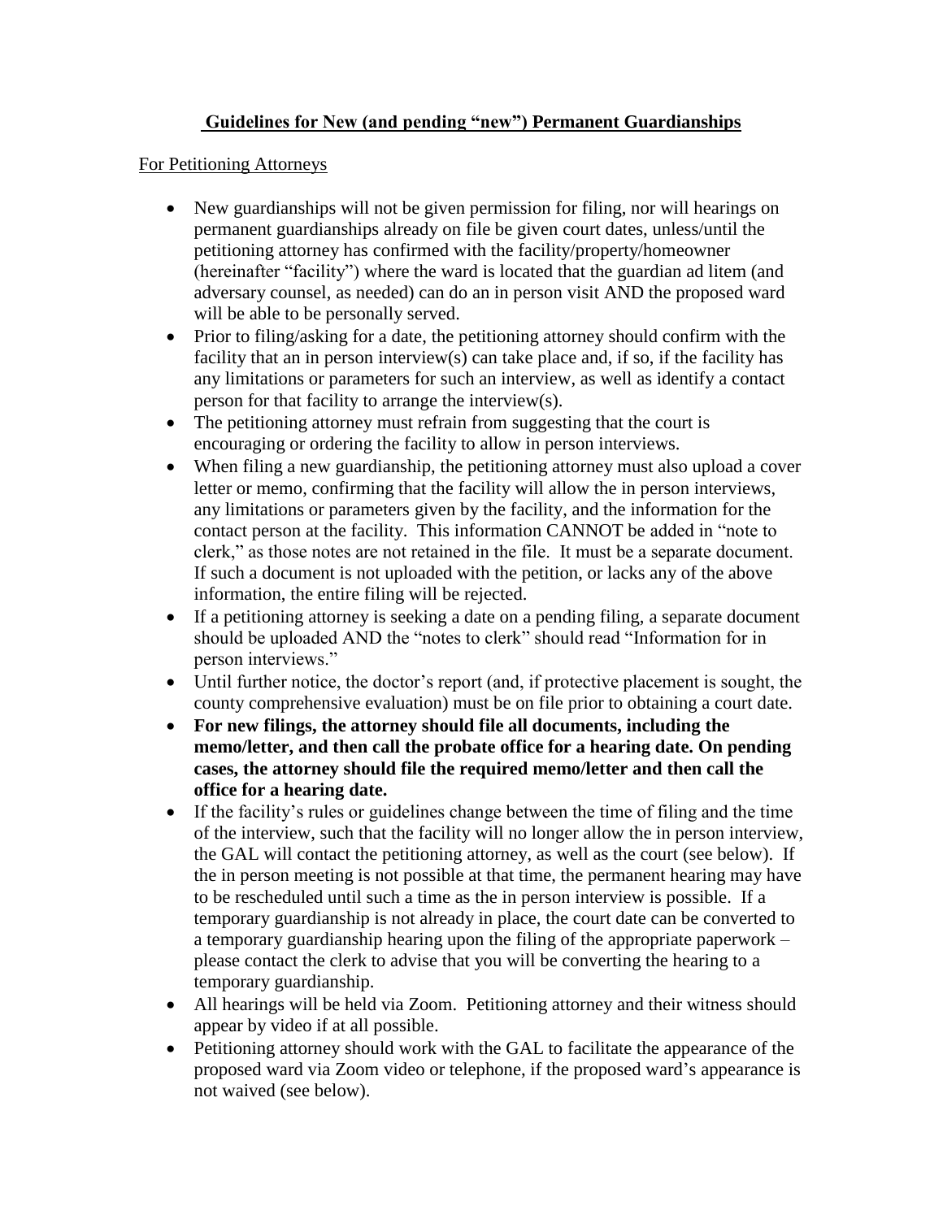## **Guidelines for New (and pending "new") Permanent Guardianships**

For Petitioning Attorneys

- New guardianships will not be given permission for filing, nor will hearings on permanent guardianships already on file be given court dates, unless/until the petitioning attorney has confirmed with the facility/property/homeowner (hereinafter "facility") where the ward is located that the guardian ad litem (and adversary counsel, as needed) can do an in person visit AND the proposed ward will be able to be personally served.
- Prior to filing/asking for a date, the petitioning attorney should confirm with the facility that an in person interview(s) can take place and, if so, if the facility has any limitations or parameters for such an interview, as well as identify a contact person for that facility to arrange the interview(s).
- The petitioning attorney must refrain from suggesting that the court is encouraging or ordering the facility to allow in person interviews.
- When filing a new guardianship, the petitioning attorney must also upload a cover letter or memo, confirming that the facility will allow the in person interviews, any limitations or parameters given by the facility, and the information for the contact person at the facility. This information CANNOT be added in "note to clerk," as those notes are not retained in the file. It must be a separate document. If such a document is not uploaded with the petition, or lacks any of the above information, the entire filing will be rejected.
- If a petitioning attorney is seeking a date on a pending filing, a separate document should be uploaded AND the "notes to clerk" should read "Information for in person interviews."
- Until further notice, the doctor's report (and, if protective placement is sought, the county comprehensive evaluation) must be on file prior to obtaining a court date.
- **For new filings, the attorney should file all documents, including the memo/letter, and then call the probate office for a hearing date. On pending cases, the attorney should file the required memo/letter and then call the office for a hearing date.**
- If the facility's rules or guidelines change between the time of filing and the time of the interview, such that the facility will no longer allow the in person interview, the GAL will contact the petitioning attorney, as well as the court (see below). If the in person meeting is not possible at that time, the permanent hearing may have to be rescheduled until such a time as the in person interview is possible. If a temporary guardianship is not already in place, the court date can be converted to a temporary guardianship hearing upon the filing of the appropriate paperwork – please contact the clerk to advise that you will be converting the hearing to a temporary guardianship.
- All hearings will be held via Zoom. Petitioning attorney and their witness should appear by video if at all possible.
- Petitioning attorney should work with the GAL to facilitate the appearance of the proposed ward via Zoom video or telephone, if the proposed ward's appearance is not waived (see below).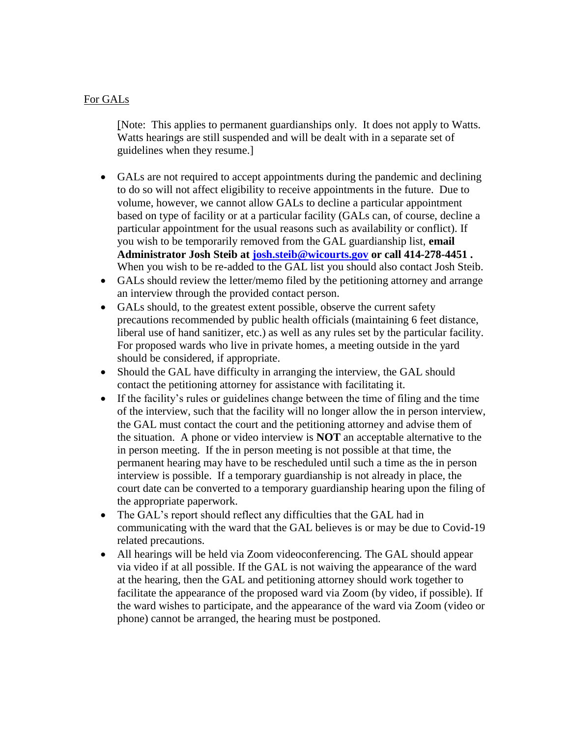For GALs

[Note: This applies to permanent guardianships only. It does not apply to Watts. Watts hearings are still suspended and will be dealt with in a separate set of guidelines when they resume.]

- GALs are not required to accept appointments during the pandemic and declining to do so will not affect eligibility to receive appointments in the future. Due to volume, however, we cannot allow GALs to decline a particular appointment based on type of facility or at a particular facility (GALs can, of course, decline a particular appointment for the usual reasons such as availability or conflict). If you wish to be temporarily removed from the GAL guardianship list, **email Administrator Josh Steib at [josh.steib@wicourts.gov](mailto:josh.steib@wicourts.gov) or call 414-278-4451 .** When you wish to be re-added to the GAL list you should also contact Josh Steib.
- GALs should review the letter/memo filed by the petitioning attorney and arrange an interview through the provided contact person.
- GALs should, to the greatest extent possible, observe the current safety precautions recommended by public health officials (maintaining 6 feet distance, liberal use of hand sanitizer, etc.) as well as any rules set by the particular facility. For proposed wards who live in private homes, a meeting outside in the yard should be considered, if appropriate.
- Should the GAL have difficulty in arranging the interview, the GAL should contact the petitioning attorney for assistance with facilitating it.
- If the facility's rules or guidelines change between the time of filing and the time of the interview, such that the facility will no longer allow the in person interview, the GAL must contact the court and the petitioning attorney and advise them of the situation. A phone or video interview is **NOT** an acceptable alternative to the in person meeting. If the in person meeting is not possible at that time, the permanent hearing may have to be rescheduled until such a time as the in person interview is possible. If a temporary guardianship is not already in place, the court date can be converted to a temporary guardianship hearing upon the filing of the appropriate paperwork.
- The GAL's report should reflect any difficulties that the GAL had in communicating with the ward that the GAL believes is or may be due to Covid-19 related precautions.
- All hearings will be held via Zoom videoconferencing. The GAL should appear via video if at all possible. If the GAL is not waiving the appearance of the ward at the hearing, then the GAL and petitioning attorney should work together to facilitate the appearance of the proposed ward via Zoom (by video, if possible). If the ward wishes to participate, and the appearance of the ward via Zoom (video or phone) cannot be arranged, the hearing must be postponed.